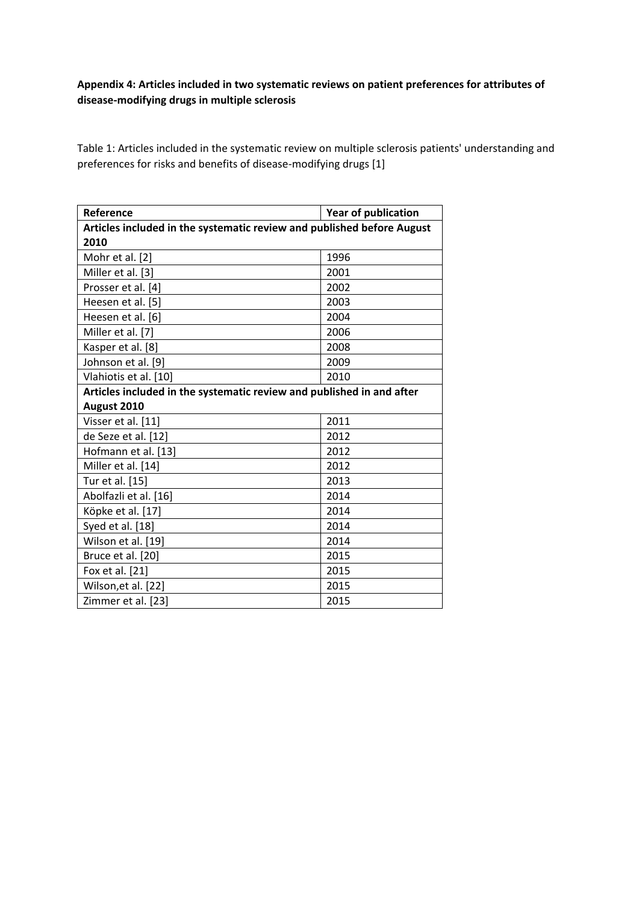**Appendix 4: Articles included in two systematic reviews on patient preferences for attributes of disease-modifying drugs in multiple sclerosis**

Table 1: Articles included in the systematic review on multiple sclerosis patients' understanding and preferences for risks and benefits of disease-modifying drugs [1]

| Reference | Year of publication |
|---|---|
| **Articles included in the systematic review and published before August 2010** | |
| Mohr et al. [2] | 1996 |
| Miller et al. [3] | 2001 |
| Prosser et al. [4] | 2002 |
| Heesen et al. [5] | 2003 |
| Heesen et al. [6] | 2004 |
| Miller et al. [7] | 2006 |
| Kasper et al. [8] | 2008 |
| Johnson et al. [9] | 2009 |
| Vlahiotis et al. [10] | 2010 |
| **Articles included in the systematic review and published in and after August 2010** | |
| Visser et al. [11] | 2011 |
| de Seze et al. [12] | 2012 |
| Hofmann et al. [13] | 2012 |
| Miller et al. [14] | 2012 |
| Tur et al. [15] | 2013 |
| Abolfazli et al. [16] | 2014 |
| Köpke et al. [17] | 2014 |
| Syed et al. [18] | 2014 |
| Wilson et al. [19] | 2014 |
| Bruce et al. [20] | 2015 |
| Fox et al. [21] | 2015 |
| Wilson,et al. [22] | 2015 |
| Zimmer et al. [23] | 2015 |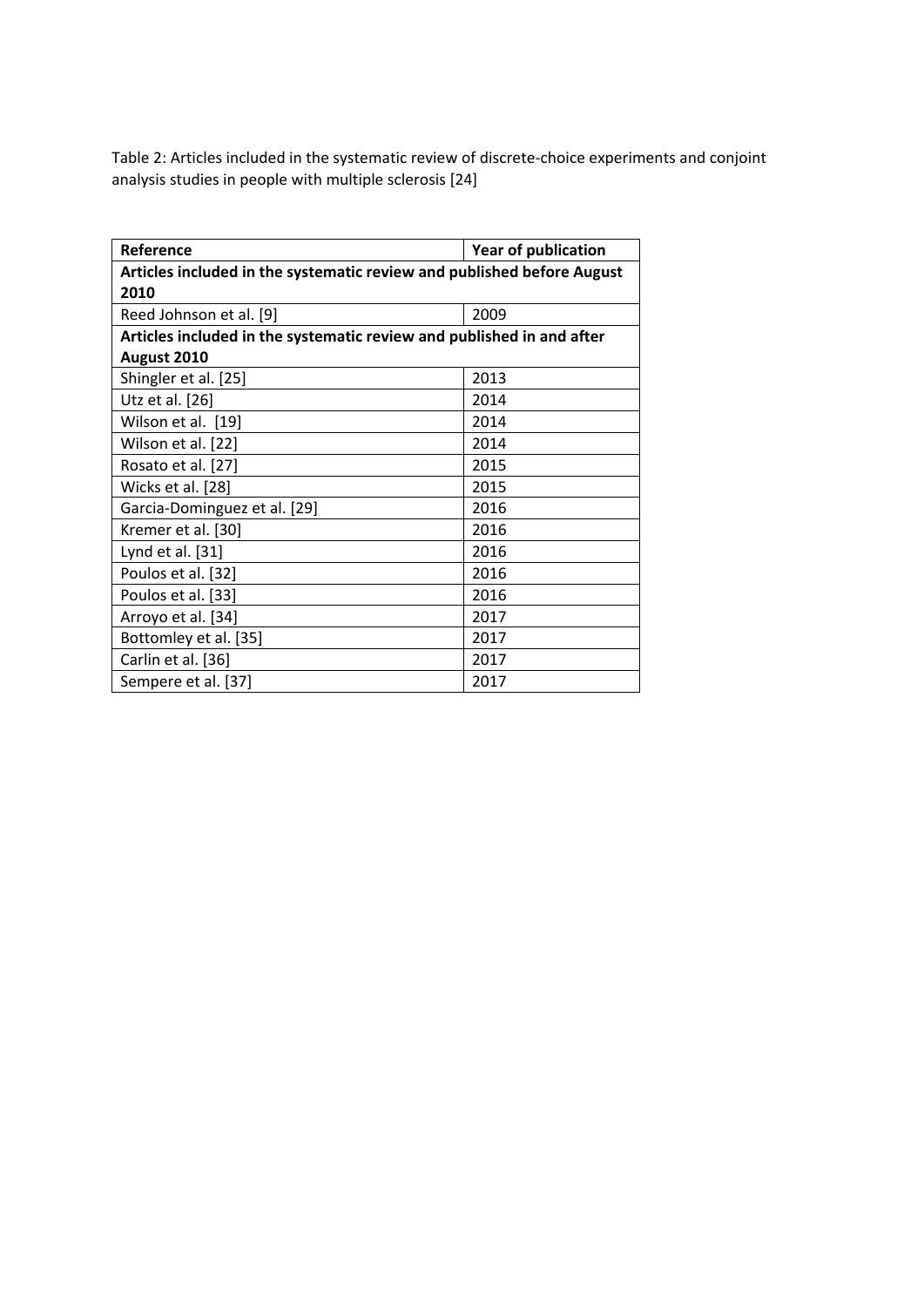Table 2: Articles included in the systematic review of discrete-choice experiments and conjoint analysis studies in people with multiple sclerosis [24]

| Reference | Year of publication |
|---|---|
| **Articles included in the systematic review and published before August 2010** | |
| Reed Johnson et al. [9] | 2009 |
| **Articles included in the systematic review and published in and after August 2010** | |
| Shingler et al. [25] | 2013 |
| Utz et al. [26] | 2014 |
| Wilson et al. [19] | 2014 |
| Wilson et al. [22] | 2014 |
| Rosato et al. [27] | 2015 |
| Wicks et al. [28] | 2015 |
| Garcia-Dominguez et al. [29] | 2016 |
| Kremer et al. [30] | 2016 |
| Lynd et al. [31] | 2016 |
| Poulos et al. [32] | 2016 |
| Poulos et al. [33] | 2016 |
| Arroyo et al. [34] | 2017 |
| Bottomley et al. [35] | 2017 |
| Carlin et al. [36] | 2017 |
| Sempere et al. [37] | 2017 |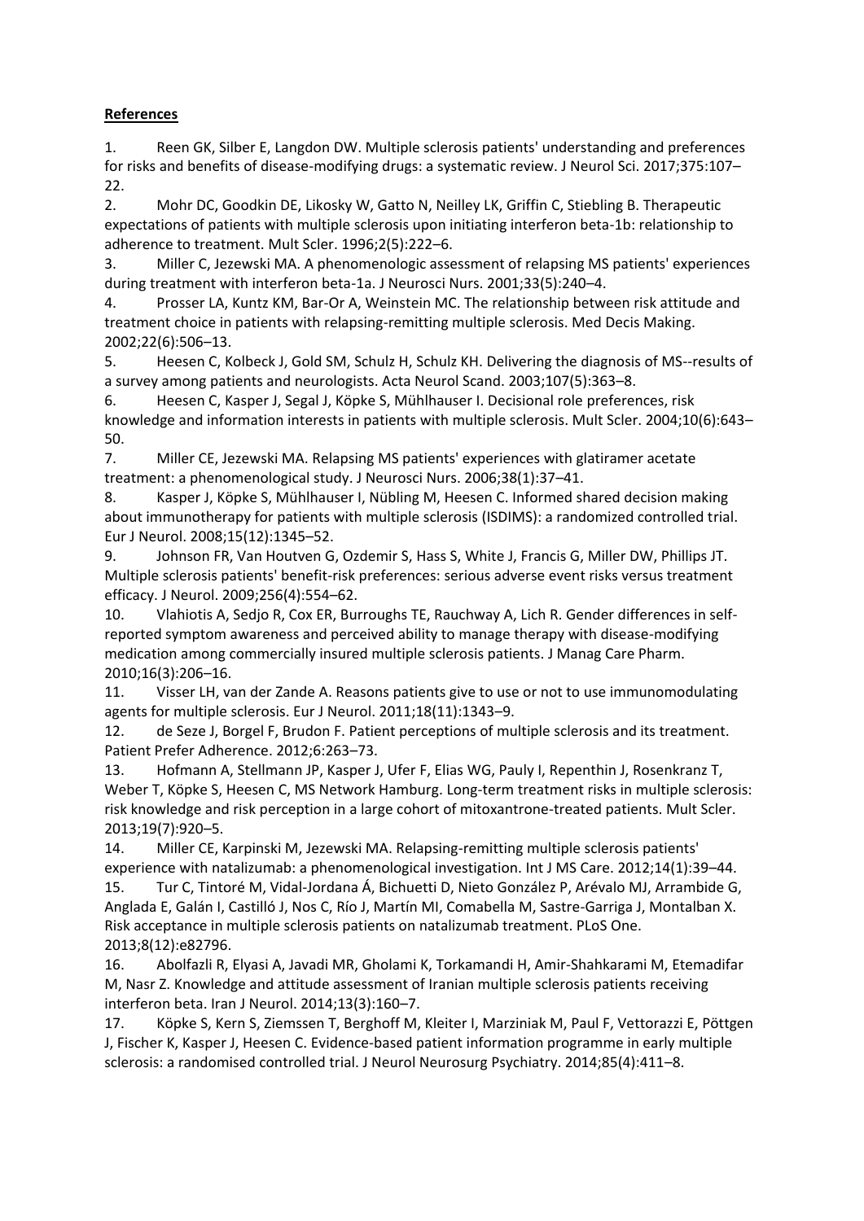**References**

1. Reen GK, Silber E, Langdon DW. Multiple sclerosis patients' understanding and preferences for risks and benefits of disease-modifying drugs: a systematic review. J Neurol Sci. 2017;375:107–22.
2. Mohr DC, Goodkin DE, Likosky W, Gatto N, Neilley LK, Griffin C, Stiebling B. Therapeutic expectations of patients with multiple sclerosis upon initiating interferon beta-1b: relationship to adherence to treatment. Mult Scler. 1996;2(5):222–6.
3. Miller C, Jezewski MA. A phenomenologic assessment of relapsing MS patients' experiences during treatment with interferon beta-1a. J Neurosci Nurs. 2001;33(5):240–4.
4. Prosser LA, Kuntz KM, Bar-Or A, Weinstein MC. The relationship between risk attitude and treatment choice in patients with relapsing-remitting multiple sclerosis. Med Decis Making. 2002;22(6):506–13.
5. Heesen C, Kolbeck J, Gold SM, Schulz H, Schulz KH. Delivering the diagnosis of MS--results of a survey among patients and neurologists. Acta Neurol Scand. 2003;107(5):363–8.
6. Heesen C, Kasper J, Segal J, Köpke S, Mühlhauser I. Decisional role preferences, risk knowledge and information interests in patients with multiple sclerosis. Mult Scler. 2004;10(6):643–50.
7. Miller CE, Jezewski MA. Relapsing MS patients' experiences with glatiramer acetate treatment: a phenomenological study. J Neurosci Nurs. 2006;38(1):37–41.
8. Kasper J, Köpke S, Mühlhauser I, Nübling M, Heesen C. Informed shared decision making about immunotherapy for patients with multiple sclerosis (ISDIMS): a randomized controlled trial. Eur J Neurol. 2008;15(12):1345–52.
9. Johnson FR, Van Houtven G, Ozdemir S, Hass S, White J, Francis G, Miller DW, Phillips JT. Multiple sclerosis patients' benefit-risk preferences: serious adverse event risks versus treatment efficacy. J Neurol. 2009;256(4):554–62.
10. Vlahiotis A, Sedjo R, Cox ER, Burroughs TE, Rauchway A, Lich R. Gender differences in self-reported symptom awareness and perceived ability to manage therapy with disease-modifying medication among commercially insured multiple sclerosis patients. J Manag Care Pharm. 2010;16(3):206–16.
11. Visser LH, van der Zande A. Reasons patients give to use or not to use immunomodulating agents for multiple sclerosis. Eur J Neurol. 2011;18(11):1343–9.
12. de Seze J, Borgel F, Brudon F. Patient perceptions of multiple sclerosis and its treatment. Patient Prefer Adherence. 2012;6:263–73.
13. Hofmann A, Stellmann JP, Kasper J, Ufer F, Elias WG, Pauly I, Repenthin J, Rosenkranz T, Weber T, Köpke S, Heesen C, MS Network Hamburg. Long-term treatment risks in multiple sclerosis: risk knowledge and risk perception in a large cohort of mitoxantrone-treated patients. Mult Scler. 2013;19(7):920–5.
14. Miller CE, Karpinski M, Jezewski MA. Relapsing-remitting multiple sclerosis patients' experience with natalizumab: a phenomenological investigation. Int J MS Care. 2012;14(1):39–44.
15. Tur C, Tintoré M, Vidal-Jordana Á, Bichuetti D, Nieto González P, Arévalo MJ, Arrambide G, Anglada E, Galán I, Castilló J, Nos C, Río J, Martín MI, Comabella M, Sastre-Garriga J, Montalban X. Risk acceptance in multiple sclerosis patients on natalizumab treatment. PLoS One. 2013;8(12):e82796.
16. Abolfazli R, Elyasi A, Javadi MR, Gholami K, Torkamandi H, Amir-Shahkarami M, Etemadifar M, Nasr Z. Knowledge and attitude assessment of Iranian multiple sclerosis patients receiving interferon beta. Iran J Neurol. 2014;13(3):160–7.
17. Köpke S, Kern S, Ziemssen T, Berghoff M, Kleiter I, Marziniak M, Paul F, Vettorazzi E, Pöttgen J, Fischer K, Kasper J, Heesen C. Evidence-based patient information programme in early multiple sclerosis: a randomised controlled trial. J Neurol Neurosurg Psychiatry. 2014;85(4):411–8.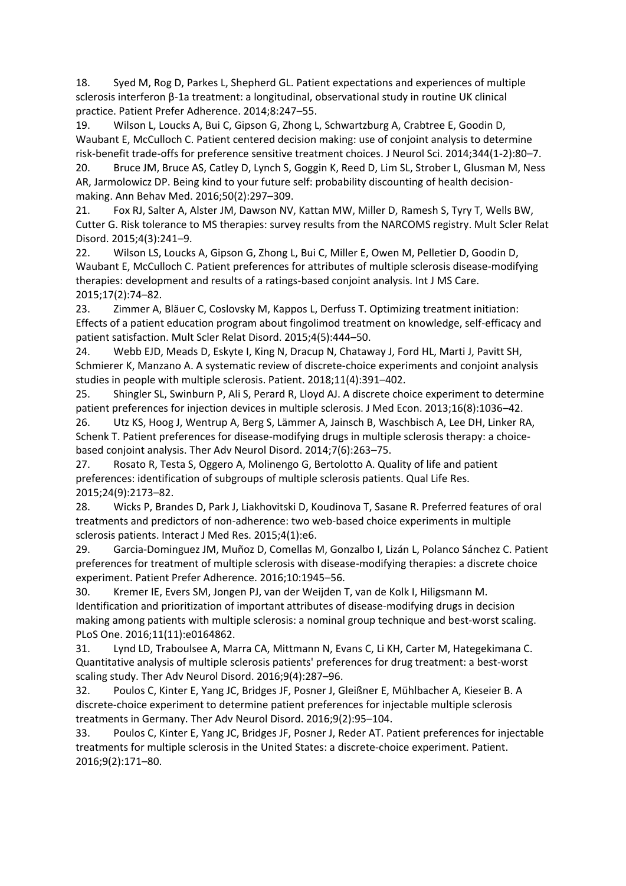18. Syed M, Rog D, Parkes L, Shepherd GL. Patient expectations and experiences of multiple sclerosis interferon β-1a treatment: a longitudinal, observational study in routine UK clinical practice. Patient Prefer Adherence. 2014;8:247–55.
19. Wilson L, Loucks A, Bui C, Gipson G, Zhong L, Schwartzburg A, Crabtree E, Goodin D, Waubant E, McCulloch C. Patient centered decision making: use of conjoint analysis to determine risk-benefit trade-offs for preference sensitive treatment choices. J Neurol Sci. 2014;344(1-2):80–7.
20. Bruce JM, Bruce AS, Catley D, Lynch S, Goggin K, Reed D, Lim SL, Strober L, Glusman M, Ness AR, Jarmolowicz DP. Being kind to your future self: probability discounting of health decision-making. Ann Behav Med. 2016;50(2):297–309.
21. Fox RJ, Salter A, Alster JM, Dawson NV, Kattan MW, Miller D, Ramesh S, Tyry T, Wells BW, Cutter G. Risk tolerance to MS therapies: survey results from the NARCOMS registry. Mult Scler Relat Disord. 2015;4(3):241–9.
22. Wilson LS, Loucks A, Gipson G, Zhong L, Bui C, Miller E, Owen M, Pelletier D, Goodin D, Waubant E, McCulloch C. Patient preferences for attributes of multiple sclerosis disease-modifying therapies: development and results of a ratings-based conjoint analysis. Int J MS Care. 2015;17(2):74–82.
23. Zimmer A, Bläuer C, Coslovsky M, Kappos L, Derfuss T. Optimizing treatment initiation: Effects of a patient education program about fingolimod treatment on knowledge, self-efficacy and patient satisfaction. Mult Scler Relat Disord. 2015;4(5):444–50.
24. Webb EJD, Meads D, Eskyte I, King N, Dracup N, Chataway J, Ford HL, Marti J, Pavitt SH, Schmierer K, Manzano A. A systematic review of discrete-choice experiments and conjoint analysis studies in people with multiple sclerosis. Patient. 2018;11(4):391–402.
25. Shingler SL, Swinburn P, Ali S, Perard R, Lloyd AJ. A discrete choice experiment to determine patient preferences for injection devices in multiple sclerosis. J Med Econ. 2013;16(8):1036–42.
26. Utz KS, Hoog J, Wentrup A, Berg S, Lämmer A, Jainsch B, Waschbisch A, Lee DH, Linker RA, Schenk T. Patient preferences for disease-modifying drugs in multiple sclerosis therapy: a choice-based conjoint analysis. Ther Adv Neurol Disord. 2014;7(6):263–75.
27. Rosato R, Testa S, Oggero A, Molinengo G, Bertolotto A. Quality of life and patient preferences: identification of subgroups of multiple sclerosis patients. Qual Life Res. 2015;24(9):2173–82.
28. Wicks P, Brandes D, Park J, Liakhovitski D, Koudinova T, Sasane R. Preferred features of oral treatments and predictors of non-adherence: two web-based choice experiments in multiple sclerosis patients. Interact J Med Res. 2015;4(1):e6.
29. Garcia-Dominguez JM, Muñoz D, Comellas M, Gonzalbo I, Lizán L, Polanco Sánchez C. Patient preferences for treatment of multiple sclerosis with disease-modifying therapies: a discrete choice experiment. Patient Prefer Adherence. 2016;10:1945–56.
30. Kremer IE, Evers SM, Jongen PJ, van der Weijden T, van de Kolk I, Hiligsmann M. Identification and prioritization of important attributes of disease-modifying drugs in decision making among patients with multiple sclerosis: a nominal group technique and best-worst scaling. PLoS One. 2016;11(11):e0164862.
31. Lynd LD, Traboulsee A, Marra CA, Mittmann N, Evans C, Li KH, Carter M, Hategekimana C. Quantitative analysis of multiple sclerosis patients' preferences for drug treatment: a best-worst scaling study. Ther Adv Neurol Disord. 2016;9(4):287–96.
32. Poulos C, Kinter E, Yang JC, Bridges JF, Posner J, Gleißner E, Mühlbacher A, Kieseier B. A discrete-choice experiment to determine patient preferences for injectable multiple sclerosis treatments in Germany. Ther Adv Neurol Disord. 2016;9(2):95–104.
33. Poulos C, Kinter E, Yang JC, Bridges JF, Posner J, Reder AT. Patient preferences for injectable treatments for multiple sclerosis in the United States: a discrete-choice experiment. Patient. 2016;9(2):171–80.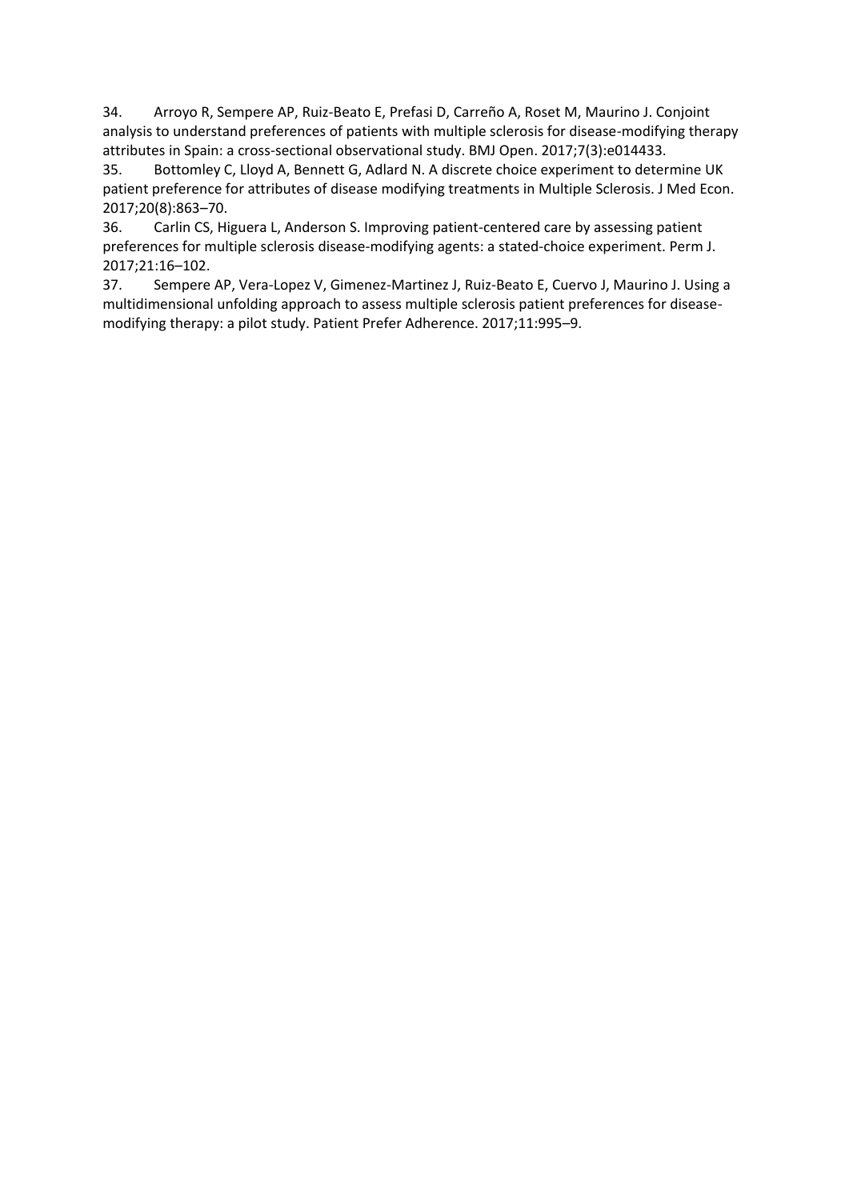34. Arroyo R, Sempere AP, Ruiz-Beato E, Prefasi D, Carreño A, Roset M, Maurino J. Conjoint analysis to understand preferences of patients with multiple sclerosis for disease-modifying therapy attributes in Spain: a cross-sectional observational study. BMJ Open. 2017;7(3):e014433.
35. Bottomley C, Lloyd A, Bennett G, Adlard N. A discrete choice experiment to determine UK patient preference for attributes of disease modifying treatments in Multiple Sclerosis. J Med Econ. 2017;20(8):863–70.
36. Carlin CS, Higuera L, Anderson S. Improving patient-centered care by assessing patient preferences for multiple sclerosis disease-modifying agents: a stated-choice experiment. Perm J. 2017;21:16–102.
37. Sempere AP, Vera-Lopez V, Gimenez-Martinez J, Ruiz-Beato E, Cuervo J, Maurino J. Using a multidimensional unfolding approach to assess multiple sclerosis patient preferences for disease-modifying therapy: a pilot study. Patient Prefer Adherence. 2017;11:995–9.